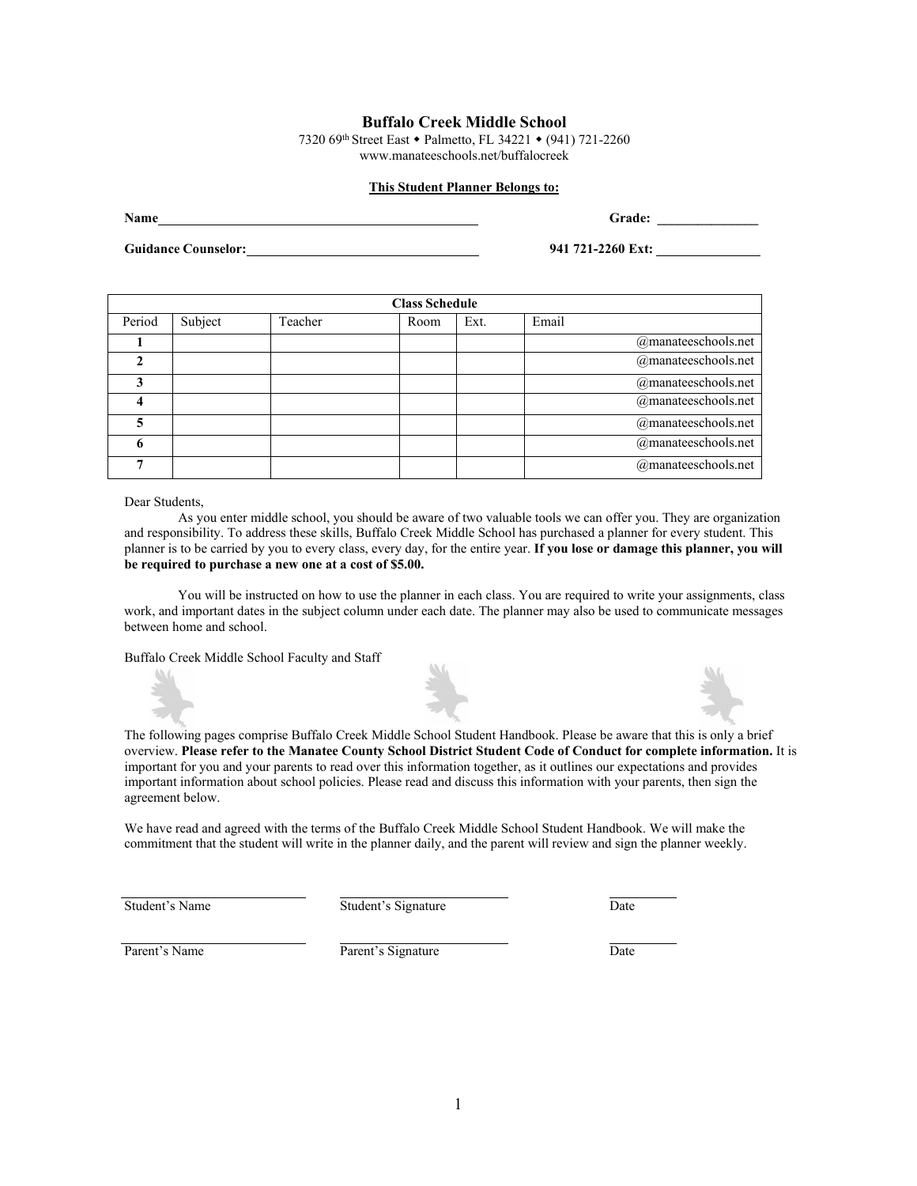# Buffalo Creek Middle School

7320 69th Street East • Palmetto, FL 34221 • (941) 721-2260
www.manateeschools.net/buffalocreek

**This Student Planner Belongs to:**

**Name**\_\_\_\_\_\_\_\_\_\_\_\_\_\_\_\_\_\_\_\_\_\_\_\_\_\_\_\_\_\_\_\_\_\_\_\_\_\_\_\_\_\_\_\_ **Grade:** \_\_\_\_\_\_\_\_\_\_\_\_\_\_\_

**Guidance Counselor:**\_\_\_\_\_\_\_\_\_\_\_\_\_\_\_\_\_\_\_\_\_\_\_\_\_\_\_\_\_\_\_\_\_\_ **941 721-2260 Ext:** \_\_\_\_\_\_\_\_\_\_\_\_\_\_\_

| **Class Schedule** | | | | | |
|---|---|---|---|---|---|
| Period | Subject | Teacher | Room | Ext. | Email |
| **1** | | | | | @manateeschools.net |
| **2** | | | | | @manateeschools.net |
| **3** | | | | | @manateeschools.net |
| **4** | | | | | @manateeschools.net |
| **5** | | | | | @manateeschools.net |
| **6** | | | | | @manateeschools.net |
| **7** | | | | | @manateeschools.net |

Dear Students,

As you enter middle school, you should be aware of two valuable tools we can offer you. They are organization and responsibility. To address these skills, Buffalo Creek Middle School has purchased a planner for every student. This planner is to be carried by you to every class, every day, for the entire year. **If you lose or damage this planner, you will be required to purchase a new one at a cost of $5.00.**

You will be instructed on how to use the planner in each class. You are required to write your assignments, class work, and important dates in the subject column under each date. The planner may also be used to communicate messages between home and school.

Buffalo Creek Middle School Faculty and Staff

The following pages comprise Buffalo Creek Middle School Student Handbook. Please be aware that this is only a brief overview. **Please refer to the Manatee County School District Student Code of Conduct for complete information.** It is important for you and your parents to read over this information together, as it outlines our expectations and provides important information about school policies. Please read and discuss this information with your parents, then sign the agreement below.

We have read and agreed with the terms of the Buffalo Creek Middle School Student Handbook. We will make the commitment that the student will write in the planner daily, and the parent will review and sign the planner weekly.

\_\_\_\_\_\_\_\_\_\_\_\_\_\_\_\_\_\_\_\_ \_\_\_\_\_\_\_\_\_\_\_\_\_\_\_\_\_\_\_\_ \_\_\_\_\_\_\_\_\_\_
Student's Name Student's Signature Date

\_\_\_\_\_\_\_\_\_\_\_\_\_\_\_\_\_\_\_\_ \_\_\_\_\_\_\_\_\_\_\_\_\_\_\_\_\_\_\_\_ \_\_\_\_\_\_\_\_\_\_
Parent's Name Parent's Signature Date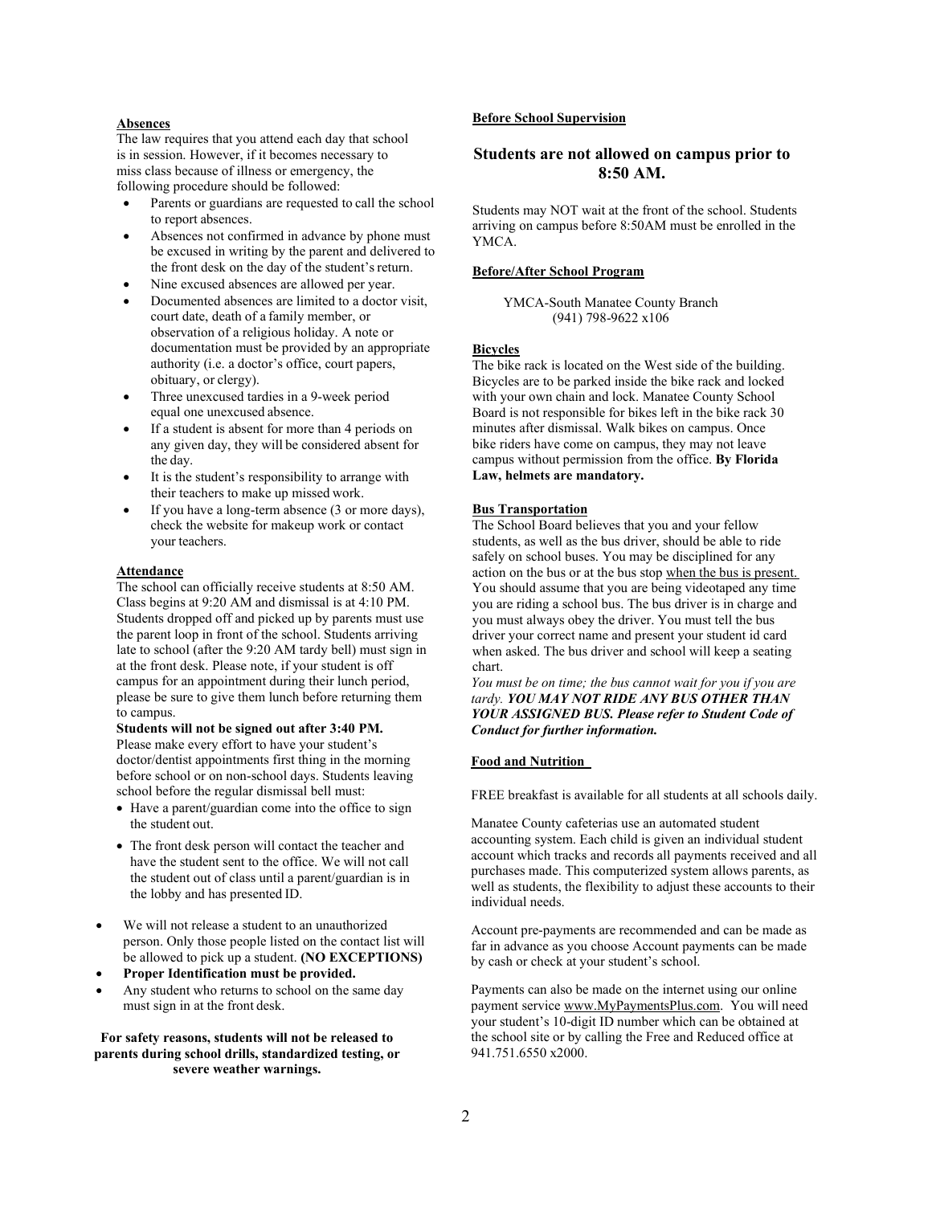**Absences**

The law requires that you attend each day that school is in session. However, if it becomes necessary to miss class because of illness or emergency, the following procedure should be followed:

- Parents or guardians are requested to call the school to report absences.
- Absences not confirmed in advance by phone must be excused in writing by the parent and delivered to the front desk on the day of the student's return.
- Nine excused absences are allowed per year.
- Documented absences are limited to a doctor visit, court date, death of a family member, or observation of a religious holiday. A note or documentation must be provided by an appropriate authority (i.e. a doctor's office, court papers, obituary, or clergy).
- Three unexcused tardies in a 9-week period equal one unexcused absence.
- If a student is absent for more than 4 periods on any given day, they will be considered absent for the day.
- It is the student's responsibility to arrange with their teachers to make up missed work.
- If you have a long-term absence (3 or more days), check the website for makeup work or contact your teachers.

**Attendance**

The school can officially receive students at 8:50 AM. Class begins at 9:20 AM and dismissal is at 4:10 PM. Students dropped off and picked up by parents must use the parent loop in front of the school. Students arriving late to school (after the 9:20 AM tardy bell) must sign in at the front desk. Please note, if your student is off campus for an appointment during their lunch period, please be sure to give them lunch before returning them to campus.

**Students will not be signed out after 3:40 PM.** Please make every effort to have your student's doctor/dentist appointments first thing in the morning before school or on non-school days. Students leaving school before the regular dismissal bell must:

- Have a parent/guardian come into the office to sign the student out.
- The front desk person will contact the teacher and have the student sent to the office. We will not call the student out of class until a parent/guardian is in the lobby and has presented ID.

- We will not release a student to an unauthorized person. Only those people listed on the contact list will be allowed to pick up a student. **(NO EXCEPTIONS)**
- **Proper Identification must be provided.**
- Any student who returns to school on the same day must sign in at the front desk.

**For safety reasons, students will not be released to parents during school drills, standardized testing, or severe weather warnings.**

**Before School Supervision**

## Students are not allowed on campus prior to 8:50 AM.

Students may NOT wait at the front of the school. Students arriving on campus before 8:50AM must be enrolled in the YMCA.

**Before/After School Program**

YMCA-South Manatee County Branch
(941) 798-9622 x106

**Bicycles**

The bike rack is located on the West side of the building. Bicycles are to be parked inside the bike rack and locked with your own chain and lock. Manatee County School Board is not responsible for bikes left in the bike rack 30 minutes after dismissal. Walk bikes on campus. Once bike riders have come on campus, they may not leave campus without permission from the office. **By Florida Law, helmets are mandatory.**

**Bus Transportation**

The School Board believes that you and your fellow students, as well as the bus driver, should be able to ride safely on school buses. You may be disciplined for any action on the bus or at the bus stop when the bus is present. You should assume that you are being videotaped any time you are riding a school bus. The bus driver is in charge and you must always obey the driver. You must tell the bus driver your correct name and present your student id card when asked. The bus driver and school will keep a seating chart.

*You must be on time; the bus cannot wait for you if you are tardy.* ***YOU MAY NOT RIDE ANY BUS OTHER THAN YOUR ASSIGNED BUS. Please refer to Student Code of Conduct for further information.***

**Food and Nutrition**

FREE breakfast is available for all students at all schools daily.

Manatee County cafeterias use an automated student accounting system. Each child is given an individual student account which tracks and records all payments received and all purchases made. This computerized system allows parents, as well as students, the flexibility to adjust these accounts to their individual needs.

Account pre-payments are recommended and can be made as far in advance as you choose Account payments can be made by cash or check at your student's school.

Payments can also be made on the internet using our online payment service www.MyPaymentsPlus.com. You will need your student's 10-digit ID number which can be obtained at the school site or by calling the Free and Reduced office at 941.751.6550 x2000.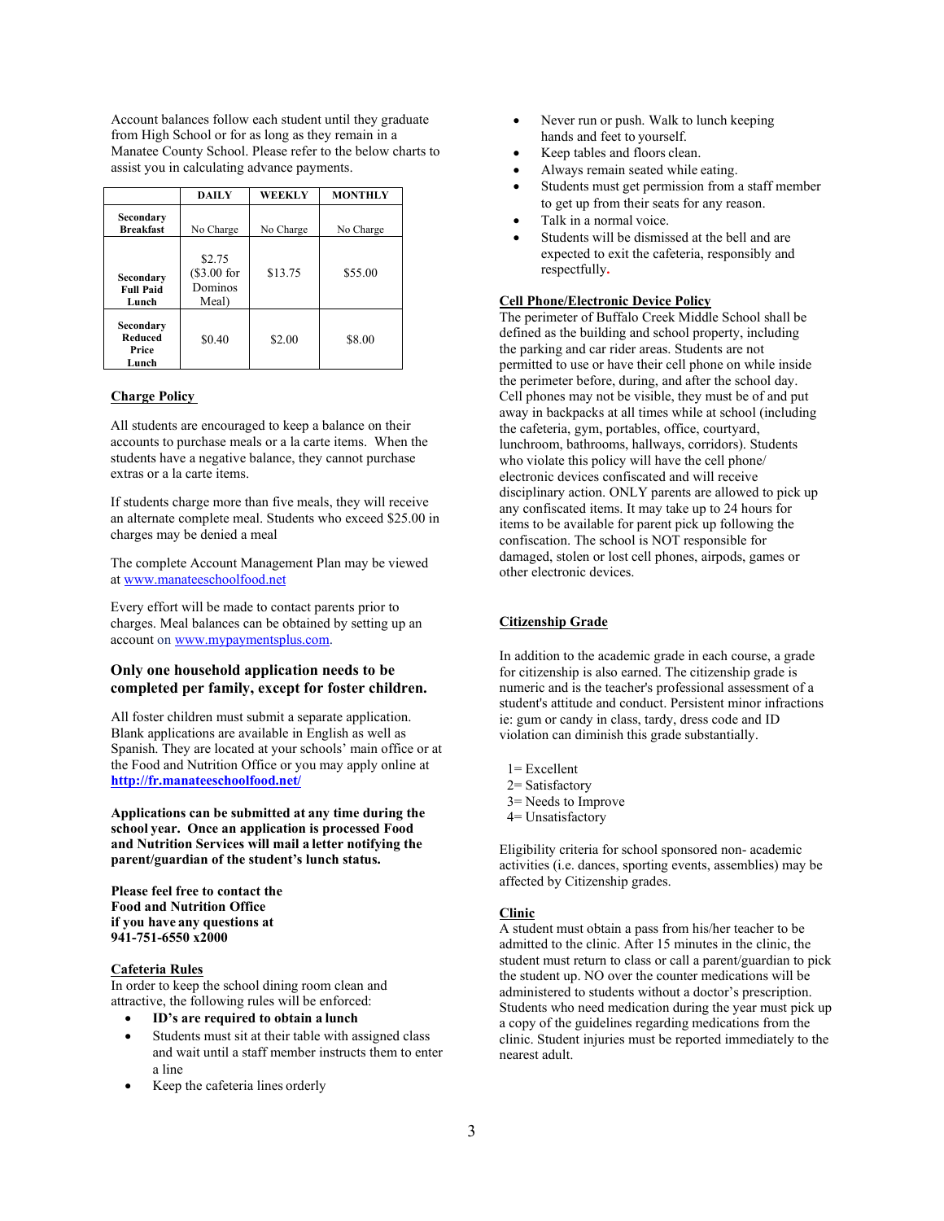Account balances follow each student until they graduate from High School or for as long as they remain in a Manatee County School. Please refer to the below charts to assist you in calculating advance payments.

| | DAILY | WEEKLY | MONTHLY |
|---|---|---|---|
| **Secondary Breakfast** | No Charge | No Charge | No Charge |
| **Secondary Full Paid Lunch** | $2.75 ($3.00 for Dominos Meal) | $13.75 | $55.00 |
| **Secondary Reduced Price Lunch** | $0.40 | $2.00 | $8.00 |

## Charge Policy

All students are encouraged to keep a balance on their accounts to purchase meals or a la carte items. When the students have a negative balance, they cannot purchase extras or a la carte items.

If students charge more than five meals, they will receive an alternate complete meal. Students who exceed $25.00 in charges may be denied a meal

The complete Account Management Plan may be viewed at www.manateeschoolfood.net

Every effort will be made to contact parents prior to charges. Meal balances can be obtained by setting up an account on www.mypaymentsplus.com.

**Only one household application needs to be completed per family, except for foster children.**

All foster children must submit a separate application. Blank applications are available in English as well as Spanish. They are located at your schools' main office or at the Food and Nutrition Office or you may apply online at **http://fr.manateeschoolfood.net/**

**Applications can be submitted at any time during the school year. Once an application is processed Food and Nutrition Services will mail a letter notifying the parent/guardian of the student's lunch status.**

**Please feel free to contact the Food and Nutrition Office if you have any questions at 941-751-6550 x2000**

## Cafeteria Rules

In order to keep the school dining room clean and attractive, the following rules will be enforced:

- **ID's are required to obtain a lunch**
- Students must sit at their table with assigned class and wait until a staff member instructs them to enter a line
- Keep the cafeteria lines orderly
- Never run or push. Walk to lunch keeping hands and feet to yourself.
- Keep tables and floors clean.
- Always remain seated while eating.
- Students must get permission from a staff member to get up from their seats for any reason.
- Talk in a normal voice.
- Students will be dismissed at the bell and are expected to exit the cafeteria, responsibly and respectfully.

## Cell Phone/Electronic Device Policy

The perimeter of Buffalo Creek Middle School shall be defined as the building and school property, including the parking and car rider areas. Students are not permitted to use or have their cell phone on while inside the perimeter before, during, and after the school day. Cell phones may not be visible, they must be of and put away in backpacks at all times while at school (including the cafeteria, gym, portables, office, courtyard, lunchroom, bathrooms, hallways, corridors). Students who violate this policy will have the cell phone/ electronic devices confiscated and will receive disciplinary action. ONLY parents are allowed to pick up any confiscated items. It may take up to 24 hours for items to be available for parent pick up following the confiscation. The school is NOT responsible for damaged, stolen or lost cell phones, airpods, games or other electronic devices.

## Citizenship Grade

In addition to the academic grade in each course, a grade for citizenship is also earned. The citizenship grade is numeric and is the teacher's professional assessment of a student's attitude and conduct. Persistent minor infractions ie: gum or candy in class, tardy, dress code and ID violation can diminish this grade substantially.

1= Excellent
2= Satisfactory
3= Needs to Improve
4= Unsatisfactory

Eligibility criteria for school sponsored non- academic activities (i.e. dances, sporting events, assemblies) may be affected by Citizenship grades.

## Clinic

A student must obtain a pass from his/her teacher to be admitted to the clinic. After 15 minutes in the clinic, the student must return to class or call a parent/guardian to pick the student up. NO over the counter medications will be administered to students without a doctor's prescription. Students who need medication during the year must pick up a copy of the guidelines regarding medications from the clinic. Student injuries must be reported immediately to the nearest adult.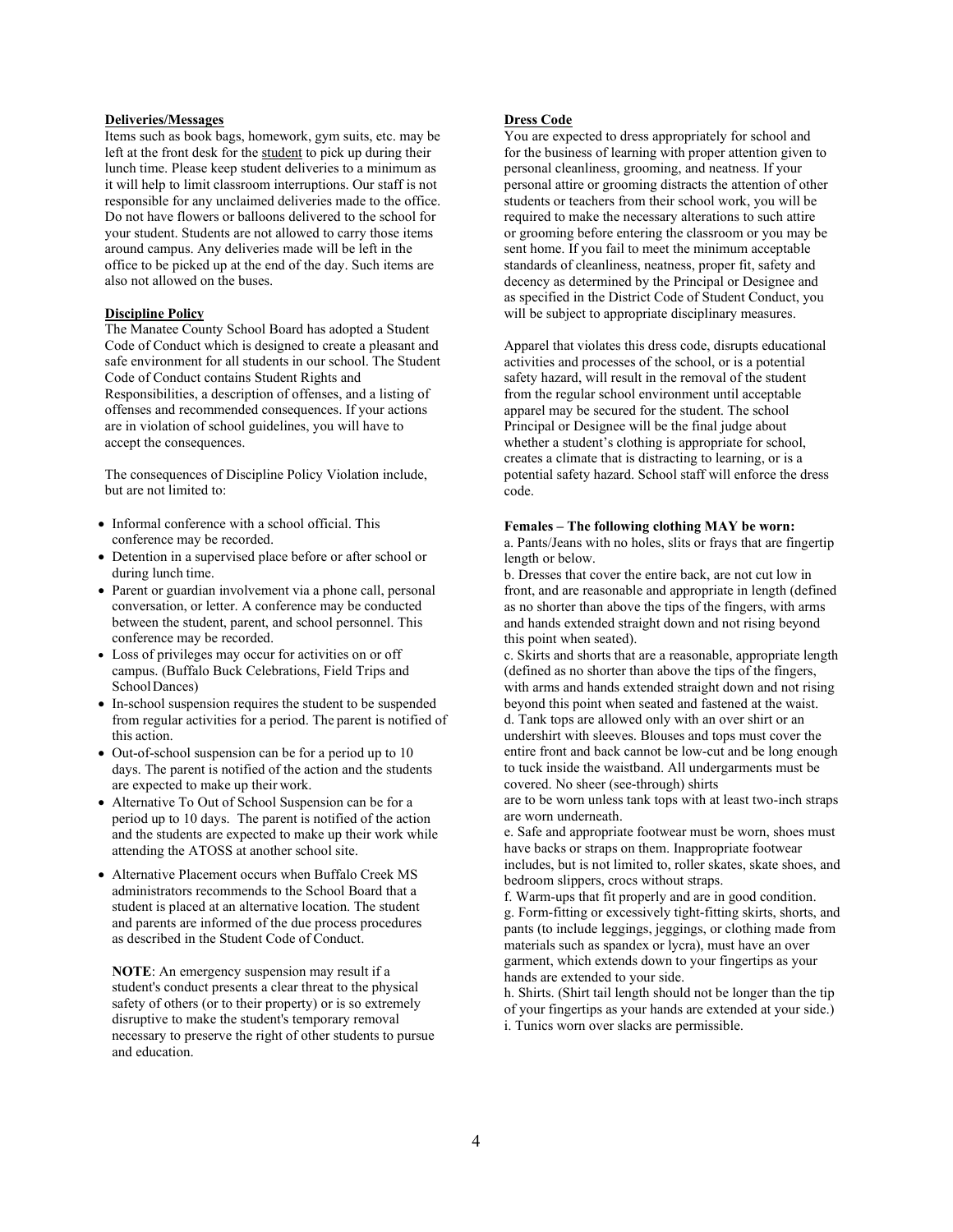**Deliveries/Messages**

Items such as book bags, homework, gym suits, etc. may be left at the front desk for the student to pick up during their lunch time. Please keep student deliveries to a minimum as it will help to limit classroom interruptions. Our staff is not responsible for any unclaimed deliveries made to the office. Do not have flowers or balloons delivered to the school for your student. Students are not allowed to carry those items around campus. Any deliveries made will be left in the office to be picked up at the end of the day. Such items are also not allowed on the buses.

**Discipline Policy**

The Manatee County School Board has adopted a Student Code of Conduct which is designed to create a pleasant and safe environment for all students in our school. The Student Code of Conduct contains Student Rights and Responsibilities, a description of offenses, and a listing of offenses and recommended consequences. If your actions are in violation of school guidelines, you will have to accept the consequences.

The consequences of Discipline Policy Violation include, but are not limited to:

- Informal conference with a school official. This conference may be recorded.
- Detention in a supervised place before or after school or during lunch time.
- Parent or guardian involvement via a phone call, personal conversation, or letter. A conference may be conducted between the student, parent, and school personnel. This conference may be recorded.
- Loss of privileges may occur for activities on or off campus. (Buffalo Buck Celebrations, Field Trips and School Dances)
- In-school suspension requires the student to be suspended from regular activities for a period. The parent is notified of this action.
- Out-of-school suspension can be for a period up to 10 days. The parent is notified of the action and the students are expected to make up their work.
- Alternative To Out of School Suspension can be for a period up to 10 days. The parent is notified of the action and the students are expected to make up their work while attending the ATOSS at another school site.
- Alternative Placement occurs when Buffalo Creek MS administrators recommends to the School Board that a student is placed at an alternative location. The student and parents are informed of the due process procedures as described in the Student Code of Conduct.

**NOTE**: An emergency suspension may result if a student's conduct presents a clear threat to the physical safety of others (or to their property) or is so extremely disruptive to make the student's temporary removal necessary to preserve the right of other students to pursue and education.

**Dress Code**

You are expected to dress appropriately for school and for the business of learning with proper attention given to personal cleanliness, grooming, and neatness. If your personal attire or grooming distracts the attention of other students or teachers from their school work, you will be required to make the necessary alterations to such attire or grooming before entering the classroom or you may be sent home. If you fail to meet the minimum acceptable standards of cleanliness, neatness, proper fit, safety and decency as determined by the Principal or Designee and as specified in the District Code of Student Conduct, you will be subject to appropriate disciplinary measures.

Apparel that violates this dress code, disrupts educational activities and processes of the school, or is a potential safety hazard, will result in the removal of the student from the regular school environment until acceptable apparel may be secured for the student. The school Principal or Designee will be the final judge about whether a student's clothing is appropriate for school, creates a climate that is distracting to learning, or is a potential safety hazard. School staff will enforce the dress code.

**Females – The following clothing MAY be worn:**

a. Pants/Jeans with no holes, slits or frays that are fingertip length or below.
b. Dresses that cover the entire back, are not cut low in front, and are reasonable and appropriate in length (defined as no shorter than above the tips of the fingers, with arms and hands extended straight down and not rising beyond this point when seated).
c. Skirts and shorts that are a reasonable, appropriate length (defined as no shorter than above the tips of the fingers, with arms and hands extended straight down and not rising beyond this point when seated and fastened at the waist.
d. Tank tops are allowed only with an over shirt or an undershirt with sleeves. Blouses and tops must cover the entire front and back cannot be low-cut and be long enough to tuck inside the waistband. All undergarments must be covered. No sheer (see-through) shirts are to be worn unless tank tops with at least two-inch straps are worn underneath.
e. Safe and appropriate footwear must be worn, shoes must have backs or straps on them. Inappropriate footwear includes, but is not limited to, roller skates, skate shoes, and bedroom slippers, crocs without straps.
f. Warm-ups that fit properly and are in good condition.
g. Form-fitting or excessively tight-fitting skirts, shorts, and pants (to include leggings, jeggings, or clothing made from materials such as spandex or lycra), must have an over garment, which extends down to your fingertips as your hands are extended to your side.
h. Shirts. (Shirt tail length should not be longer than the tip of your fingertips as your hands are extended at your side.)
i. Tunics worn over slacks are permissible.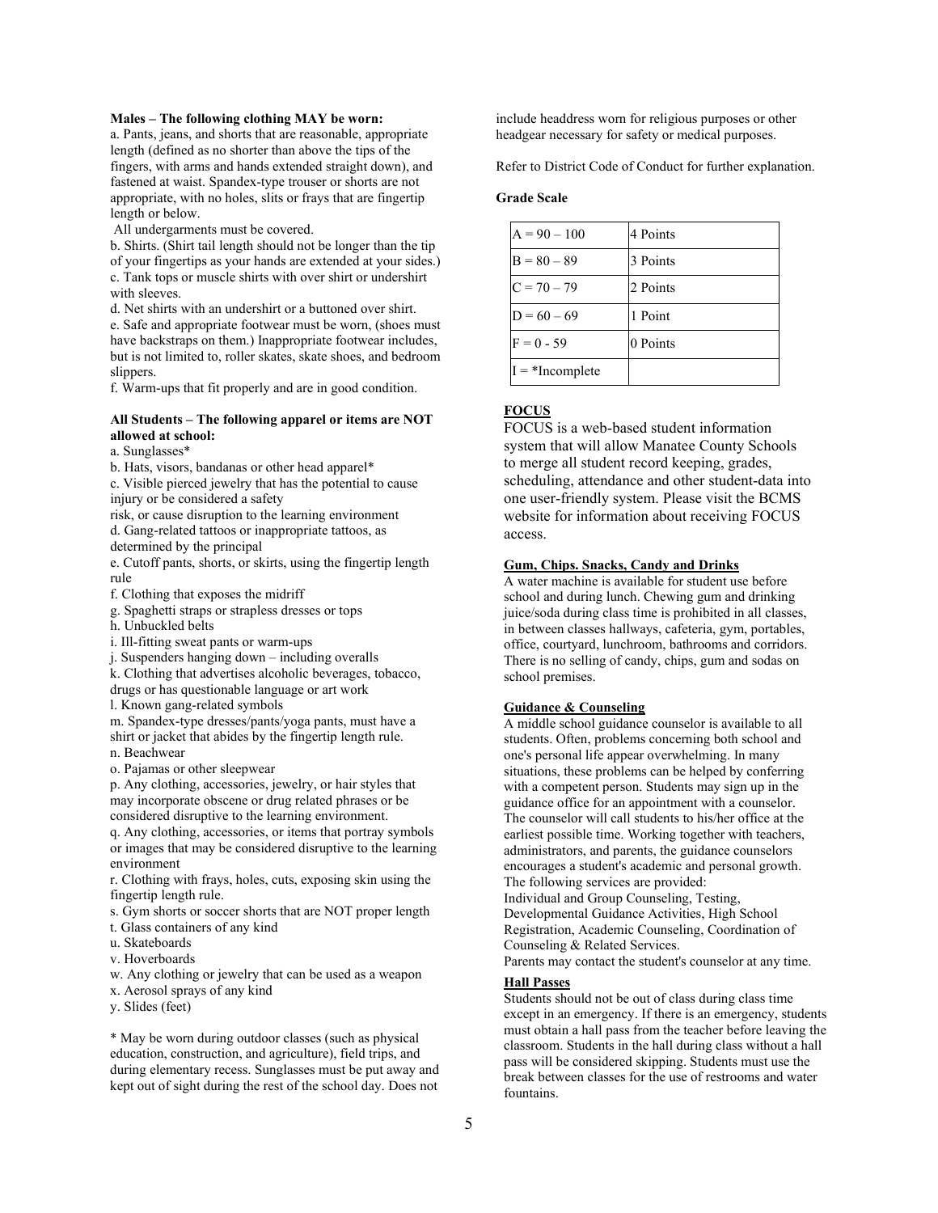**Males – The following clothing MAY be worn:**

a. Pants, jeans, and shorts that are reasonable, appropriate length (defined as no shorter than above the tips of the fingers, with arms and hands extended straight down), and fastened at waist. Spandex-type trouser or shorts are not appropriate, with no holes, slits or frays that are fingertip length or below.

All undergarments must be covered.

b. Shirts. (Shirt tail length should not be longer than the tip of your fingertips as your hands are extended at your sides.)
c. Tank tops or muscle shirts with over shirt or undershirt with sleeves.
d. Net shirts with an undershirt or a buttoned over shirt.
e. Safe and appropriate footwear must be worn, (shoes must have backstraps on them.) Inappropriate footwear includes, but is not limited to, roller skates, skate shoes, and bedroom slippers.
f. Warm-ups that fit properly and are in good condition.

**All Students – The following apparel or items are NOT allowed at school:**

a. Sunglasses*
b. Hats, visors, bandanas or other head apparel*
c. Visible pierced jewelry that has the potential to cause injury or be considered a safety risk, or cause disruption to the learning environment
d. Gang-related tattoos or inappropriate tattoos, as determined by the principal
e. Cutoff pants, shorts, or skirts, using the fingertip length rule
f. Clothing that exposes the midriff
g. Spaghetti straps or strapless dresses or tops
h. Unbuckled belts
i. Ill-fitting sweat pants or warm-ups
j. Suspenders hanging down – including overalls
k. Clothing that advertises alcoholic beverages, tobacco, drugs or has questionable language or art work
l. Known gang-related symbols
m. Spandex-type dresses/pants/yoga pants, must have a shirt or jacket that abides by the fingertip length rule.
n. Beachwear
o. Pajamas or other sleepwear
p. Any clothing, accessories, jewelry, or hair styles that may incorporate obscene or drug related phrases or be considered disruptive to the learning environment.
q. Any clothing, accessories, or items that portray symbols or images that may be considered disruptive to the learning environment
r. Clothing with frays, holes, cuts, exposing skin using the fingertip length rule.
s. Gym shorts or soccer shorts that are NOT proper length
t. Glass containers of any kind
u. Skateboards
v. Hoverboards
w. Any clothing or jewelry that can be used as a weapon
x. Aerosol sprays of any kind
y. Slides (feet)

* May be worn during outdoor classes (such as physical education, construction, and agriculture), field trips, and during elementary recess. Sunglasses must be put away and kept out of sight during the rest of the school day. Does not include headdress worn for religious purposes or other headgear necessary for safety or medical purposes.

Refer to District Code of Conduct for further explanation.

**Grade Scale**

| | |
|---|---|
| A = 90 – 100 | 4 Points |
| B = 80 – 89 | 3 Points |
| C = 70 – 79 | 2 Points |
| D = 60 – 69 | 1 Point |
| F = 0 - 59 | 0 Points |
| I = *Incomplete | |

**FOCUS**

FOCUS is a web-based student information system that will allow Manatee County Schools to merge all student record keeping, grades, scheduling, attendance and other student-data into one user-friendly system. Please visit the BCMS website for information about receiving FOCUS access.

**Gum, Chips. Snacks, Candy and Drinks**

A water machine is available for student use before school and during lunch. Chewing gum and drinking juice/soda during class time is prohibited in all classes, in between classes hallways, cafeteria, gym, portables, office, courtyard, lunchroom, bathrooms and corridors. There is no selling of candy, chips, gum and sodas on school premises.

**Guidance & Counseling**

A middle school guidance counselor is available to all students. Often, problems concerning both school and one's personal life appear overwhelming. In many situations, these problems can be helped by conferring with a competent person. Students may sign up in the guidance office for an appointment with a counselor. The counselor will call students to his/her office at the earliest possible time. Working together with teachers, administrators, and parents, the guidance counselors encourages a student's academic and personal growth. The following services are provided:
Individual and Group Counseling, Testing, Developmental Guidance Activities, High School Registration, Academic Counseling, Coordination of Counseling & Related Services.
Parents may contact the student's counselor at any time.

**Hall Passes**

Students should not be out of class during class time except in an emergency. If there is an emergency, students must obtain a hall pass from the teacher before leaving the classroom. Students in the hall during class without a hall pass will be considered skipping. Students must use the break between classes for the use of restrooms and water fountains.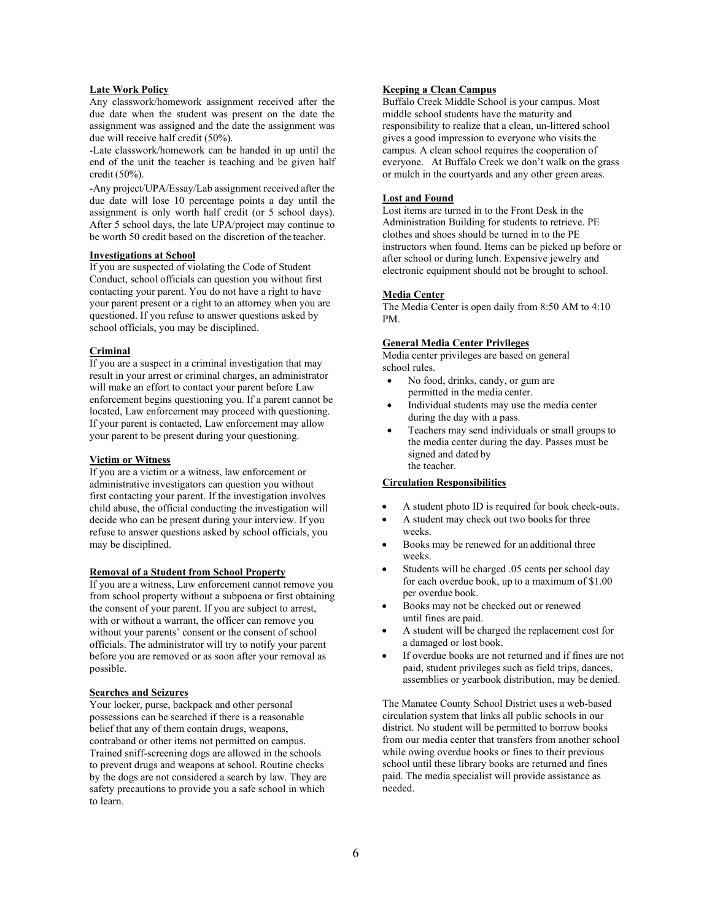**Late Work Policy**

Any classwork/homework assignment received after the due date when the student was present on the date the assignment was assigned and the date the assignment was due will receive half credit (50%).

-Late classwork/homework can be handed in up until the end of the unit the teacher is teaching and be given half credit (50%).

-Any project/UPA/Essay/Lab assignment received after the due date will lose 10 percentage points a day until the assignment is only worth half credit (or 5 school days). After 5 school days, the late UPA/project may continue to be worth 50 credit based on the discretion of the teacher.

**Investigations at School**

If you are suspected of violating the Code of Student Conduct, school officials can question you without first contacting your parent. You do not have a right to have your parent present or a right to an attorney when you are questioned. If you refuse to answer questions asked by school officials, you may be disciplined.

**Criminal**

If you are a suspect in a criminal investigation that may result in your arrest or criminal charges, an administrator will make an effort to contact your parent before Law enforcement begins questioning you. If a parent cannot be located, Law enforcement may proceed with questioning. If your parent is contacted, Law enforcement may allow your parent to be present during your questioning.

**Victim or Witness**

If you are a victim or a witness, law enforcement or administrative investigators can question you without first contacting your parent. If the investigation involves child abuse, the official conducting the investigation will decide who can be present during your interview. If you refuse to answer questions asked by school officials, you may be disciplined.

**Removal of a Student from School Property**

If you are a witness, Law enforcement cannot remove you from school property without a subpoena or first obtaining the consent of your parent. If you are subject to arrest, with or without a warrant, the officer can remove you without your parents' consent or the consent of school officials. The administrator will try to notify your parent before you are removed or as soon after your removal as possible.

**Searches and Seizures**

Your locker, purse, backpack and other personal possessions can be searched if there is a reasonable belief that any of them contain drugs, weapons, contraband or other items not permitted on campus. Trained sniff-screening dogs are allowed in the schools to prevent drugs and weapons at school. Routine checks by the dogs are not considered a search by law. They are safety precautions to provide you a safe school in which to learn.

**Keeping a Clean Campus**

Buffalo Creek Middle School is your campus. Most middle school students have the maturity and responsibility to realize that a clean, un-littered school gives a good impression to everyone who visits the campus. A clean school requires the cooperation of everyone. At Buffalo Creek we don't walk on the grass or mulch in the courtyards and any other green areas.

**Lost and Found**

Lost items are turned in to the Front Desk in the Administration Building for students to retrieve. PE clothes and shoes should be turned in to the PE instructors when found. Items can be picked up before or after school or during lunch. Expensive jewelry and electronic equipment should not be brought to school.

**Media Center**

The Media Center is open daily from 8:50 AM to 4:10 PM.

**General Media Center Privileges**

Media center privileges are based on general school rules.

- No food, drinks, candy, or gum are permitted in the media center.
- Individual students may use the media center during the day with a pass.
- Teachers may send individuals or small groups to the media center during the day. Passes must be signed and dated by the teacher.

**Circulation Responsibilities**

- A student photo ID is required for book check-outs.
- A student may check out two books for three weeks.
- Books may be renewed for an additional three weeks.
- Students will be charged .05 cents per school day for each overdue book, up to a maximum of $1.00 per overdue book.
- Books may not be checked out or renewed until fines are paid.
- A student will be charged the replacement cost for a damaged or lost book.
- If overdue books are not returned and if fines are not paid, student privileges such as field trips, dances, assemblies or yearbook distribution, may be denied.

The Manatee County School District uses a web-based circulation system that links all public schools in our district. No student will be permitted to borrow books from our media center that transfers from another school while owing overdue books or fines to their previous school until these library books are returned and fines paid. The media specialist will provide assistance as needed.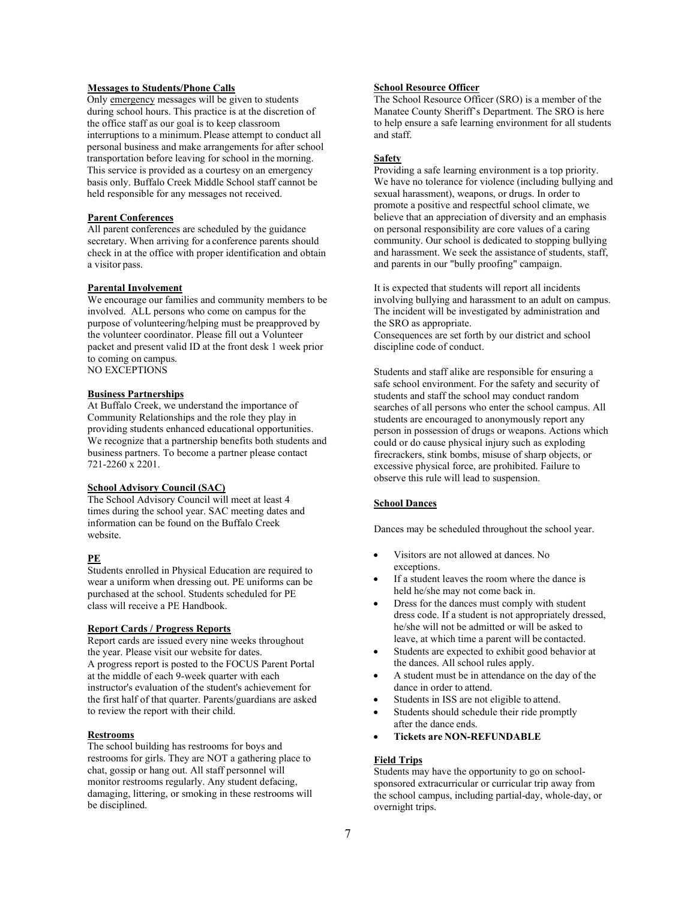### Messages to Students/Phone Calls

Only emergency messages will be given to students during school hours. This practice is at the discretion of the office staff as our goal is to keep classroom interruptions to a minimum. Please attempt to conduct all personal business and make arrangements for after school transportation before leaving for school in the morning. This service is provided as a courtesy on an emergency basis only. Buffalo Creek Middle School staff cannot be held responsible for any messages not received.

### Parent Conferences

All parent conferences are scheduled by the guidance secretary. When arriving for a conference parents should check in at the office with proper identification and obtain a visitor pass.

### Parental Involvement

We encourage our families and community members to be involved. ALL persons who come on campus for the purpose of volunteering/helping must be preapproved by the volunteer coordinator. Please fill out a Volunteer packet and present valid ID at the front desk 1 week prior to coming on campus.
NO EXCEPTIONS

### Business Partnerships

At Buffalo Creek, we understand the importance of Community Relationships and the role they play in providing students enhanced educational opportunities. We recognize that a partnership benefits both students and business partners. To become a partner please contact 721-2260 x 2201.

### School Advisory Council (SAC)

The School Advisory Council will meet at least 4 times during the school year. SAC meeting dates and information can be found on the Buffalo Creek website.

### PE

Students enrolled in Physical Education are required to wear a uniform when dressing out. PE uniforms can be purchased at the school. Students scheduled for PE class will receive a PE Handbook.

### Report Cards / Progress Reports

Report cards are issued every nine weeks throughout the year. Please visit our website for dates.
A progress report is posted to the FOCUS Parent Portal at the middle of each 9-week quarter with each instructor's evaluation of the student's achievement for the first half of that quarter. Parents/guardians are asked to review the report with their child.

### Restrooms

The school building has restrooms for boys and restrooms for girls. They are NOT a gathering place to chat, gossip or hang out. All staff personnel will monitor restrooms regularly. Any student defacing, damaging, littering, or smoking in these restrooms will be disciplined.

### School Resource Officer

The School Resource Officer (SRO) is a member of the Manatee County Sheriff's Department. The SRO is here to help ensure a safe learning environment for all students and staff.

### Safety

Providing a safe learning environment is a top priority. We have no tolerance for violence (including bullying and sexual harassment), weapons, or drugs. In order to promote a positive and respectful school climate, we believe that an appreciation of diversity and an emphasis on personal responsibility are core values of a caring community. Our school is dedicated to stopping bullying and harassment. We seek the assistance of students, staff, and parents in our "bully proofing" campaign.

It is expected that students will report all incidents involving bullying and harassment to an adult on campus. The incident will be investigated by administration and the SRO as appropriate.
Consequences are set forth by our district and school discipline code of conduct.

Students and staff alike are responsible for ensuring a safe school environment. For the safety and security of students and staff the school may conduct random searches of all persons who enter the school campus. All students are encouraged to anonymously report any person in possession of drugs or weapons. Actions which could or do cause physical injury such as exploding firecrackers, stink bombs, misuse of sharp objects, or excessive physical force, are prohibited. Failure to observe this rule will lead to suspension.

### School Dances

Dances may be scheduled throughout the school year.

- Visitors are not allowed at dances. No exceptions.
- If a student leaves the room where the dance is held he/she may not come back in.
- Dress for the dances must comply with student dress code. If a student is not appropriately dressed, he/she will not be admitted or will be asked to leave, at which time a parent will be contacted.
- Students are expected to exhibit good behavior at the dances. All school rules apply.
- A student must be in attendance on the day of the dance in order to attend.
- Students in ISS are not eligible to attend.
- Students should schedule their ride promptly after the dance ends.
- **Tickets are NON-REFUNDABLE**

### Field Trips

Students may have the opportunity to go on school-sponsored extracurricular or curricular trip away from the school campus, including partial-day, whole-day, or overnight trips.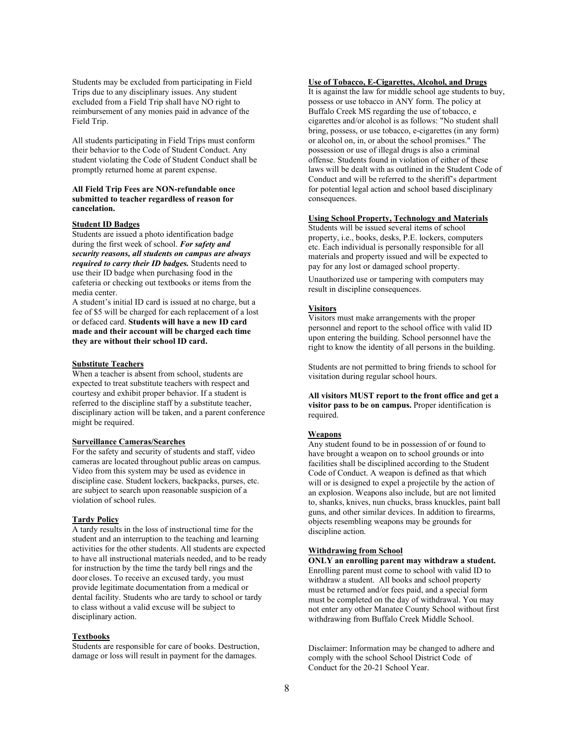Students may be excluded from participating in Field Trips due to any disciplinary issues. Any student excluded from a Field Trip shall have NO right to reimbursement of any monies paid in advance of the Field Trip.

All students participating in Field Trips must conform their behavior to the Code of Student Conduct. Any student violating the Code of Student Conduct shall be promptly returned home at parent expense.

**All Field Trip Fees are NON-refundable once submitted to teacher regardless of reason for cancelation.**

## Student ID Badges

Students are issued a photo identification badge during the first week of school. ***For safety and security reasons, all students on campus are always required to carry their ID badges.*** Students need to use their ID badge when purchasing food in the cafeteria or checking out textbooks or items from the media center.

A student's initial ID card is issued at no charge, but a fee of $5 will be charged for each replacement of a lost or defaced card. **Students will have a new ID card made and their account will be charged each time they are without their school ID card.**

## Substitute Teachers

When a teacher is absent from school, students are expected to treat substitute teachers with respect and courtesy and exhibit proper behavior. If a student is referred to the discipline staff by a substitute teacher, disciplinary action will be taken, and a parent conference might be required.

## Surveillance Cameras/Searches

For the safety and security of students and staff, video cameras are located throughout public areas on campus. Video from this system may be used as evidence in discipline case. Student lockers, backpacks, purses, etc. are subject to search upon reasonable suspicion of a violation of school rules.

## Tardy Policy

A tardy results in the loss of instructional time for the student and an interruption to the teaching and learning activities for the other students. All students are expected to have all instructional materials needed, and to be ready for instruction by the time the tardy bell rings and the door closes. To receive an excused tardy, you must provide legitimate documentation from a medical or dental facility. Students who are tardy to school or tardy to class without a valid excuse will be subject to disciplinary action.

## Textbooks

Students are responsible for care of books. Destruction, damage or loss will result in payment for the damages.

## Use of Tobacco, E-Cigarettes, Alcohol, and Drugs

It is against the law for middle school age students to buy, possess or use tobacco in ANY form. The policy at Buffalo Creek MS regarding the use of tobacco, e cigarettes and/or alcohol is as follows: "No student shall bring, possess, or use tobacco, e-cigarettes (in any form) or alcohol on, in, or about the school promises." The possession or use of illegal drugs is also a criminal offense. Students found in violation of either of these laws will be dealt with as outlined in the Student Code of Conduct and will be referred to the sheriff's department for potential legal action and school based disciplinary consequences.

## Using School Property, Technology and Materials

Students will be issued several items of school property, i.e., books, desks, P.E. lockers, computers etc. Each individual is personally responsible for all materials and property issued and will be expected to pay for any lost or damaged school property.

Unauthorized use or tampering with computers may result in discipline consequences.

## Visitors

Visitors must make arrangements with the proper personnel and report to the school office with valid ID upon entering the building. School personnel have the right to know the identity of all persons in the building.

Students are not permitted to bring friends to school for visitation during regular school hours.

**All visitors MUST report to the front office and get a visitor pass to be on campus.** Proper identification is required.

## Weapons

Any student found to be in possession of or found to have brought a weapon on to school grounds or into facilities shall be disciplined according to the Student Code of Conduct. A weapon is defined as that which will or is designed to expel a projectile by the action of an explosion. Weapons also include, but are not limited to, shanks, knives, nun chucks, brass knuckles, paint ball guns, and other similar devices. In addition to firearms, objects resembling weapons may be grounds for discipline action.

## Withdrawing from School

**ONLY an enrolling parent may withdraw a student.** Enrolling parent must come to school with valid ID to withdraw a student. All books and school property must be returned and/or fees paid, and a special form must be completed on the day of withdrawal. You may not enter any other Manatee County School without first withdrawing from Buffalo Creek Middle School.

Disclaimer: Information may be changed to adhere and comply with the school School District Code of Conduct for the 20-21 School Year.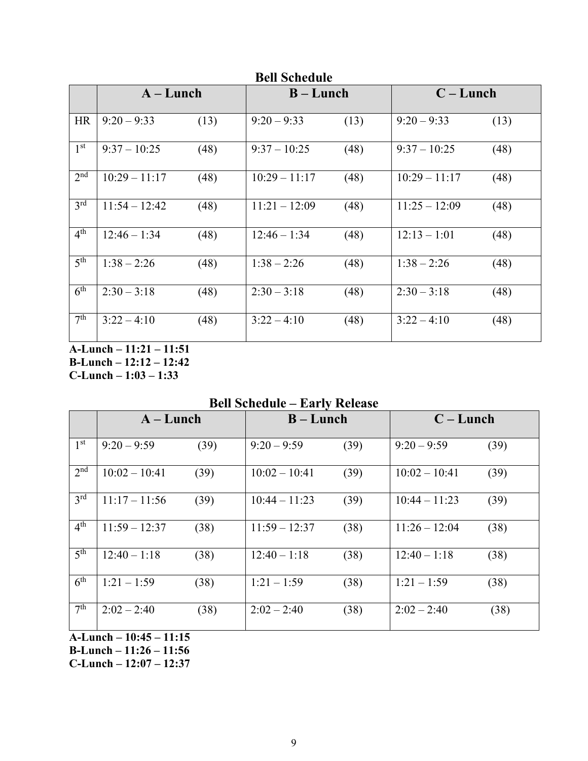## Bell Schedule

| | A – Lunch | | B – Lunch | | C – Lunch | |
|---|---|---|---|---|---|---|
| HR | 9:20 – 9:33 | (13) | 9:20 – 9:33 | (13) | 9:20 – 9:33 | (13) |
| 1st | 9:37 – 10:25 | (48) | 9:37 – 10:25 | (48) | 9:37 – 10:25 | (48) |
| 2nd | 10:29 – 11:17 | (48) | 10:29 – 11:17 | (48) | 10:29 – 11:17 | (48) |
| 3rd | 11:54 – 12:42 | (48) | 11:21 – 12:09 | (48) | 11:25 – 12:09 | (48) |
| 4th | 12:46 – 1:34 | (48) | 12:46 – 1:34 | (48) | 12:13 – 1:01 | (48) |
| 5th | 1:38 – 2:26 | (48) | 1:38 – 2:26 | (48) | 1:38 – 2:26 | (48) |
| 6th | 2:30 – 3:18 | (48) | 2:30 – 3:18 | (48) | 2:30 – 3:18 | (48) |
| 7th | 3:22 – 4:10 | (48) | 3:22 – 4:10 | (48) | 3:22 – 4:10 | (48) |

**A-Lunch – 11:21 – 11:51**
**B-Lunch – 12:12 – 12:42**
**C-Lunch – 1:03 – 1:33**

## Bell Schedule – Early Release

| | A – Lunch | | B – Lunch | | C – Lunch | |
|---|---|---|---|---|---|---|
| 1st | 9:20 – 9:59 | (39) | 9:20 – 9:59 | (39) | 9:20 – 9:59 | (39) |
| 2nd | 10:02 – 10:41 | (39) | 10:02 – 10:41 | (39) | 10:02 – 10:41 | (39) |
| 3rd | 11:17 – 11:56 | (39) | 10:44 – 11:23 | (39) | 10:44 – 11:23 | (39) |
| 4th | 11:59 – 12:37 | (38) | 11:59 – 12:37 | (38) | 11:26 – 12:04 | (38) |
| 5th | 12:40 – 1:18 | (38) | 12:40 – 1:18 | (38) | 12:40 – 1:18 | (38) |
| 6th | 1:21 – 1:59 | (38) | 1:21 – 1:59 | (38) | 1:21 – 1:59 | (38) |
| 7th | 2:02 – 2:40 | (38) | 2:02 – 2:40 | (38) | 2:02 – 2:40 | (38) |

**A-Lunch – 10:45 – 11:15**
**B-Lunch – 11:26 – 11:56**
**C-Lunch – 12:07 – 12:37**